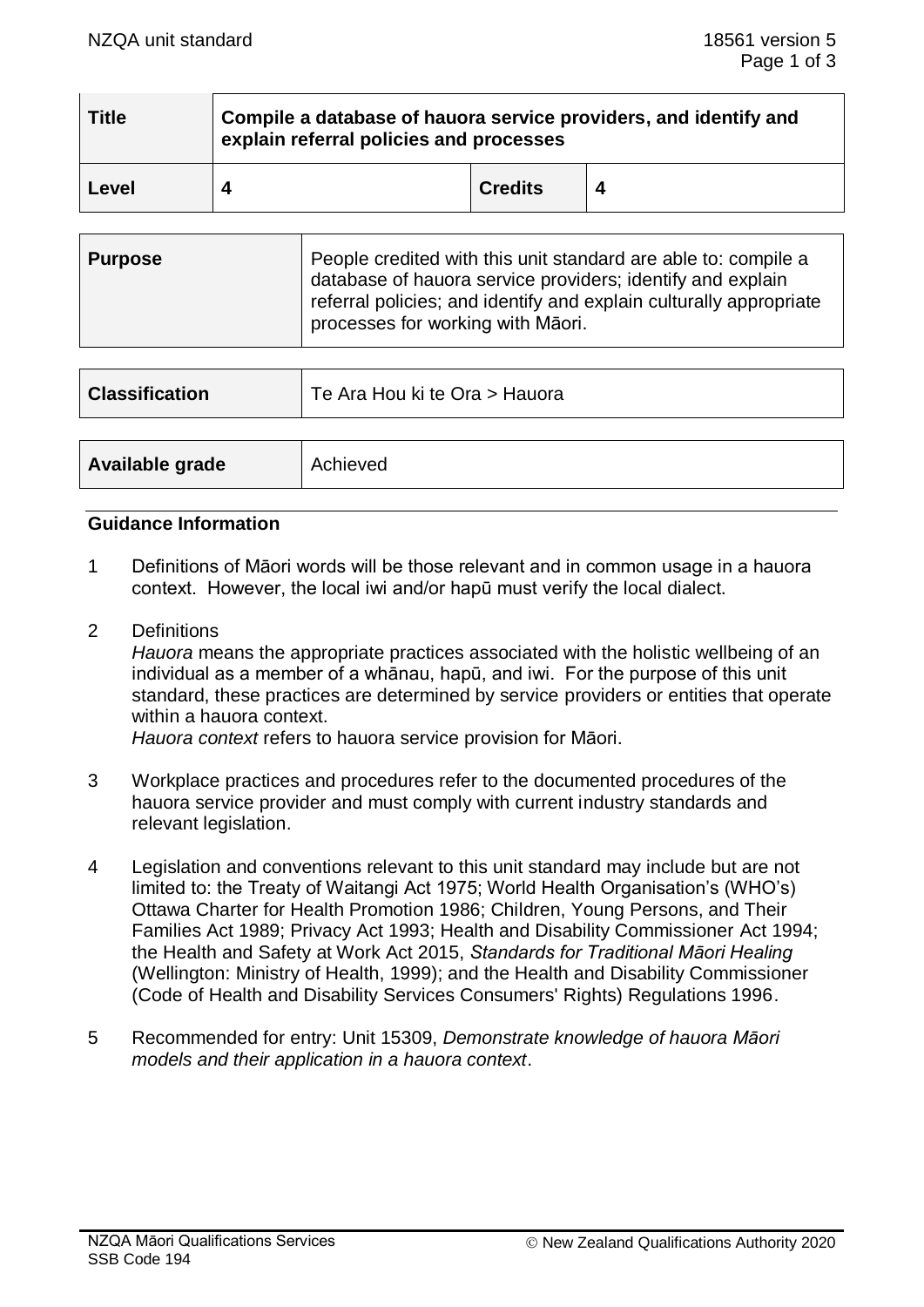| Title | Compile a database of hauora service providers, and identify and explain referral policies and processes | | |
|---|---|---|---|
| Level | 4 | Credits | 4 |

| Purpose | People credited with this unit standard are able to: compile a database of hauora service providers; identify and explain referral policies; and identify and explain culturally appropriate processes for working with Māori. |
|---|---|

| Classification | Te Ara Hou ki te Ora > Hauora |
|---|---|

| Available grade | Achieved |
|---|---|

## Guidance Information

1. Definitions of Māori words will be those relevant and in common usage in a hauora context. However, the local iwi and/or hapū must verify the local dialect.

2. Definitions

   *Hauora* means the appropriate practices associated with the holistic wellbeing of an individual as a member of a whānau, hapū, and iwi. For the purpose of this unit standard, these practices are determined by service providers or entities that operate within a hauora context.

   *Hauora context* refers to hauora service provision for Māori.

3. Workplace practices and procedures refer to the documented procedures of the hauora service provider and must comply with current industry standards and relevant legislation.

4. Legislation and conventions relevant to this unit standard may include but are not limited to: the Treaty of Waitangi Act 1975; World Health Organisation's (WHO's) Ottawa Charter for Health Promotion 1986; Children, Young Persons, and Their Families Act 1989; Privacy Act 1993; Health and Disability Commissioner Act 1994; the Health and Safety at Work Act 2015, *Standards for Traditional Māori Healing* (Wellington: Ministry of Health, 1999); and the Health and Disability Commissioner (Code of Health and Disability Services Consumers' Rights) Regulations 1996.

5. Recommended for entry: Unit 15309, *Demonstrate knowledge of hauora Māori models and their application in a hauora context*.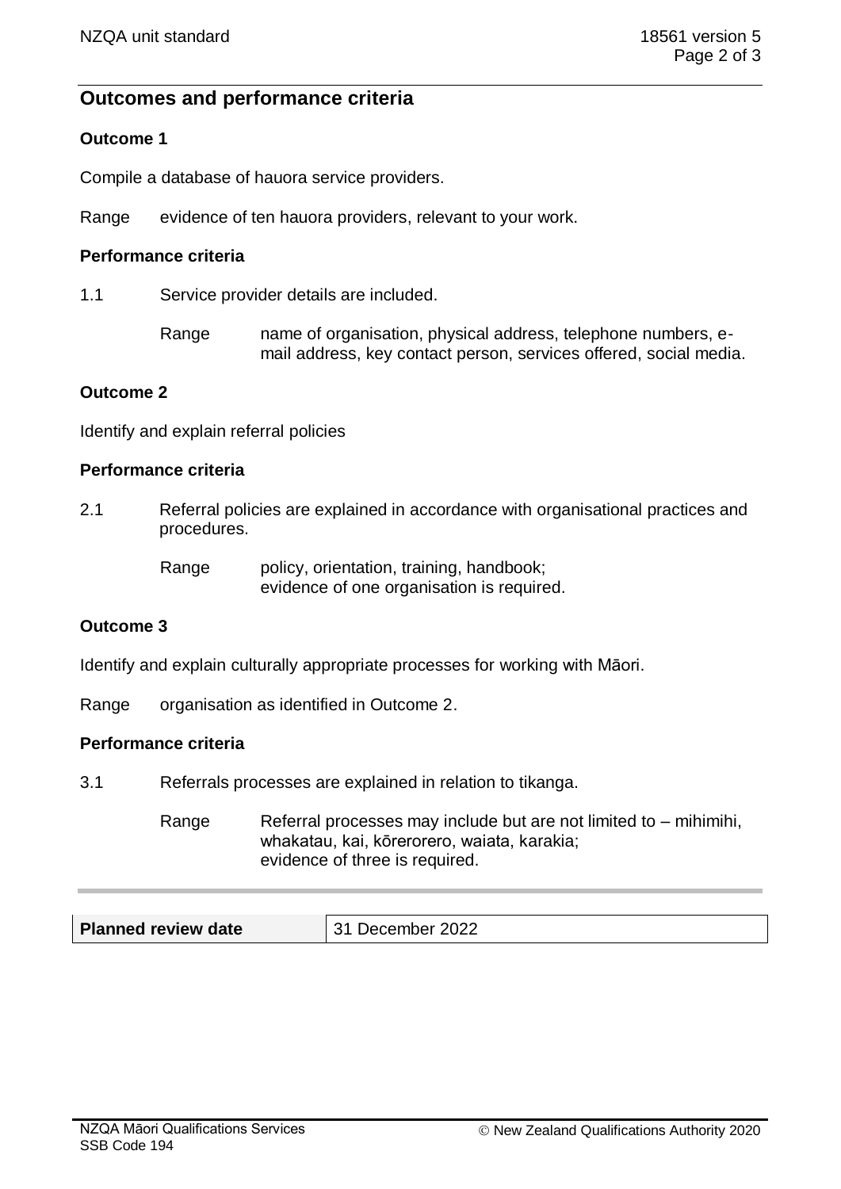## Outcomes and performance criteria

### Outcome 1

Compile a database of hauora service providers.

Range evidence of ten hauora providers, relevant to your work.

#### Performance criteria

1.1 Service provider details are included.

Range name of organisation, physical address, telephone numbers, e-mail address, key contact person, services offered, social media.

### Outcome 2

Identify and explain referral policies

#### Performance criteria

2.1 Referral policies are explained in accordance with organisational practices and procedures.

Range policy, orientation, training, handbook;
evidence of one organisation is required.

### Outcome 3

Identify and explain culturally appropriate processes for working with Māori.

Range organisation as identified in Outcome 2.

#### Performance criteria

3.1 Referrals processes are explained in relation to tikanga.

Range Referral processes may include but are not limited to – mihimihi, whakatau, kai, kōrerorero, waiata, karakia;
evidence of three is required.

| **Planned review date** | 31 December 2022 |
|---|---|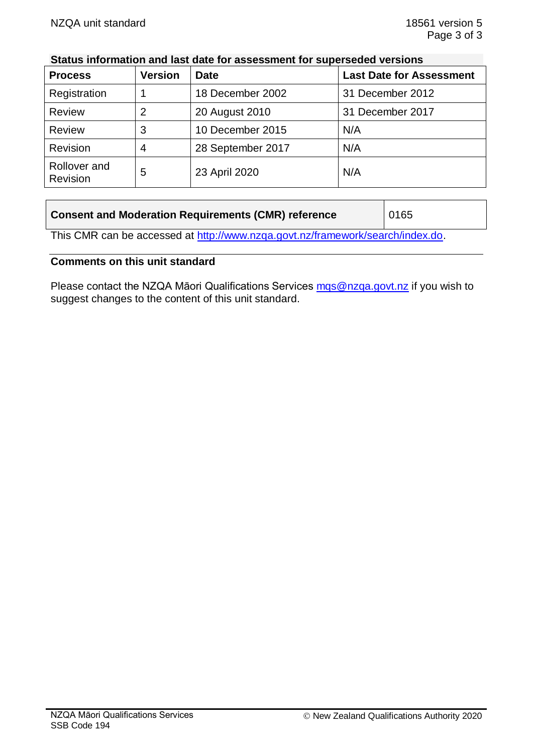**Status information and last date for assessment for superseded versions**

| Process | Version | Date | Last Date for Assessment |
|---|---|---|---|
| Registration | 1 | 18 December 2002 | 31 December 2012 |
| Review | 2 | 20 August 2010 | 31 December 2017 |
| Review | 3 | 10 December 2015 | N/A |
| Revision | 4 | 28 September 2017 | N/A |
| Rollover and Revision | 5 | 23 April 2020 | N/A |

| Consent and Moderation Requirements (CMR) reference | 0165 |
|---|---|

This CMR can be accessed at http://www.nzqa.govt.nz/framework/search/index.do.

**Comments on this unit standard**

Please contact the NZQA Māori Qualifications Services mqs@nzqa.govt.nz if you wish to suggest changes to the content of this unit standard.